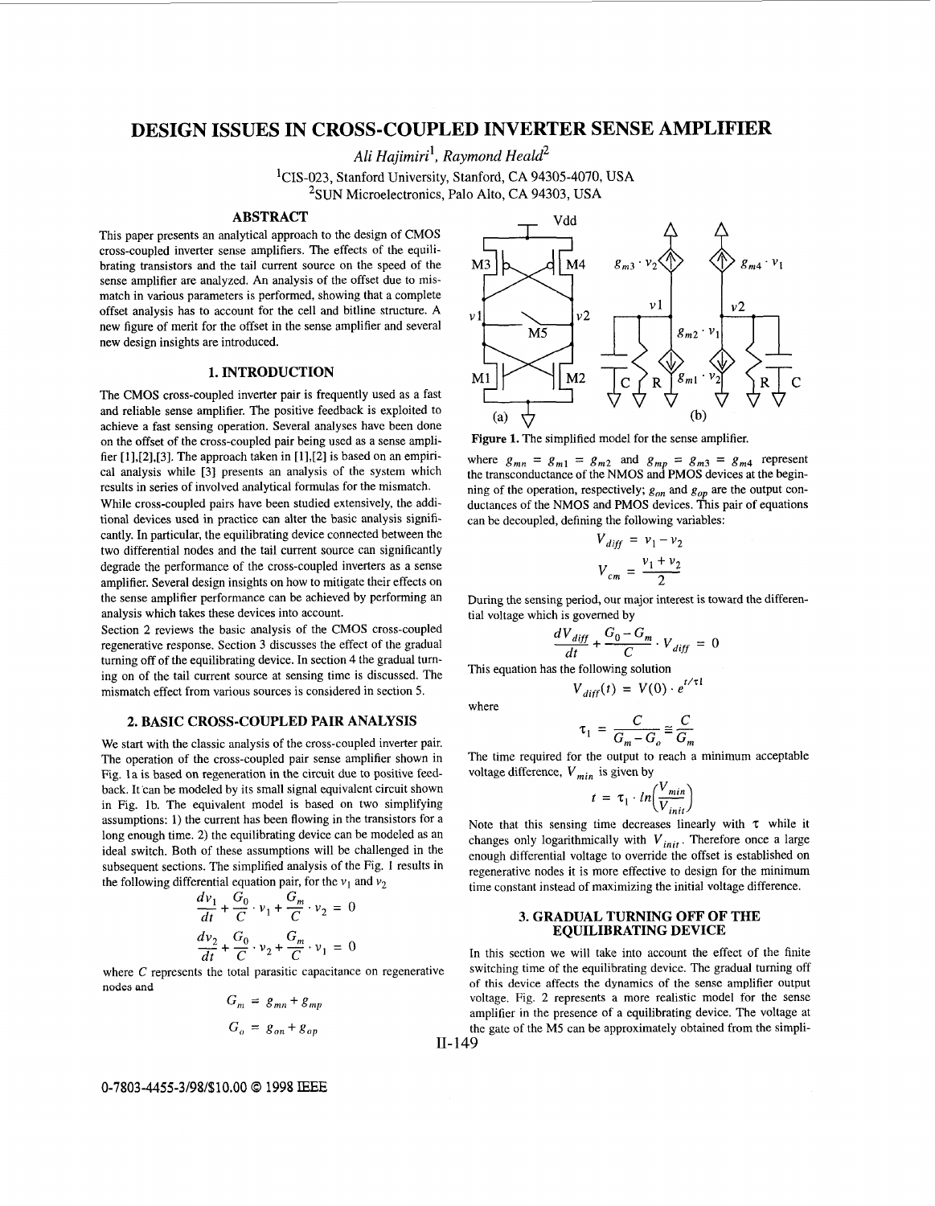# DESIGN ISSUES IN CROSS-COUPLED INVERTER SENSE AMPLIFIER

*Ali Hajimiri*[1], *Raymond Heald*[2]

[1]CIS-023, Stanford University, Stanford, CA 94305-4070, USA
[2]SUN Microelectronics, Palo Alto, CA 94303, USA

## ABSTRACT

This paper presents an analytical approach to the design of CMOS cross-coupled inverter sense amplifiers. The effects of the equilibrating transistors and the tail current source on the speed of the sense amplifier are analyzed. An analysis of the offset due to mismatch in various parameters is performed, showing that a complete offset analysis has to account for the cell and bitline structure. A new figure of merit for the offset in the sense amplifier and several new design insights are introduced.

## 1. INTRODUCTION

The CMOS cross-coupled inverter pair is frequently used as a fast and reliable sense amplifier. The positive feedback is exploited to achieve a fast sensing operation. Several analyses have been done on the offset of the cross-coupled pair being used as a sense amplifier [1],[2],[3]. The approach taken in [1],[2] is based on an empirical analysis while [3] presents an analysis of the system which results in series of involved analytical formulas for the mismatch.

While cross-coupled pairs have been studied extensively, the additional devices used in practice can alter the basic analysis significantly. In particular, the equilibrating device connected between the two differential nodes and the tail current source can significantly degrade the performance of the cross-coupled inverters as a sense amplifier. Several design insights on how to mitigate their effects on the sense amplifier performance can be achieved by performing an analysis which takes these devices into account.

Section 2 reviews the basic analysis of the CMOS cross-coupled regenerative response. Section 3 discusses the effect of the gradual turning off of the equilibrating device. In section 4 the gradual turning on of the tail current source at sensing time is discussed. The mismatch effect from various sources is considered in section 5.

## 2. BASIC CROSS-COUPLED PAIR ANALYSIS

We start with the classic analysis of the cross-coupled inverter pair. The operation of the cross-coupled pair sense amplifier shown in Fig. 1a is based on regeneration in the circuit due to positive feedback. It can be modeled by its small signal equivalent circuit shown in Fig. 1b. The equivalent model is based on two simplifying assumptions: 1) the current has been flowing in the transistors for a long enough time. 2) the equilibrating device can be modeled as an ideal switch. Both of these assumptions will be challenged in the subsequent sections. The simplified analysis of the Fig. 1 results in the following differential equation pair, for the $v_1$ and $v_2$

$$\frac{dv_1}{dt} + \frac{G_0}{C} \cdot v_1 + \frac{G_m}{C} \cdot v_2 = 0$$

$$\frac{dv_2}{dt} + \frac{G_0}{C} \cdot v_2 + \frac{G_m}{C} \cdot v_1 = 0$$

where $C$ represents the total parasitic capacitance on regenerative nodes and

$$G_m = g_{mn} + g_{mp}$$

$$G_o = g_{on} + g_{op}$$

Figure 1. The simplified model for the sense amplifier.

where $g_{mn} = g_{m1} = g_{m2}$ and $g_{mp} = g_{m3} = g_{m4}$ represent the transconductance of the NMOS and PMOS devices at the beginning of the operation, respectively; $g_{on}$ and $g_{op}$ are the output conductances of the NMOS and PMOS devices. This pair of equations can be decoupled, defining the following variables:

$$V_{diff} = v_1 - v_2$$

$$V_{cm} = \frac{v_1 + v_2}{2}$$

During the sensing period, our major interest is toward the differential voltage which is governed by

$$\frac{dV_{diff}}{dt} + \frac{G_0 - G_m}{C} \cdot V_{diff} = 0$$

This equation has the following solution

$$V_{diff}(t) = V(0) \cdot e^{t/\tau 1}$$

where

$$\tau_1 = \frac{C}{G_m - G_o} \cong \frac{C}{G_m}$$

The time required for the output to reach a minimum acceptable voltage difference, $V_{min}$ is given by

$$t = \tau_1 \cdot ln\left(\frac{V_{min}}{V_{init}}\right)$$

Note that this sensing time decreases linearly with $\tau$ while it changes only logarithmically with $V_{init}$. Therefore once a large enough differential voltage to override the offset is established on regenerative nodes it is more effective to design for the minimum time constant instead of maximizing the initial voltage difference.

## 3. GRADUAL TURNING OFF OF THE EQUILIBRATING DEVICE

In this section we will take into account the effect of the finite switching time of the equilibrating device. The gradual turning off of this device affects the dynamics of the sense amplifier output voltage. Fig. 2 represents a more realistic model for the sense amplifier in the presence of a equilibrating device. The voltage at the gate of the M5 can be approximately obtained from the simpli-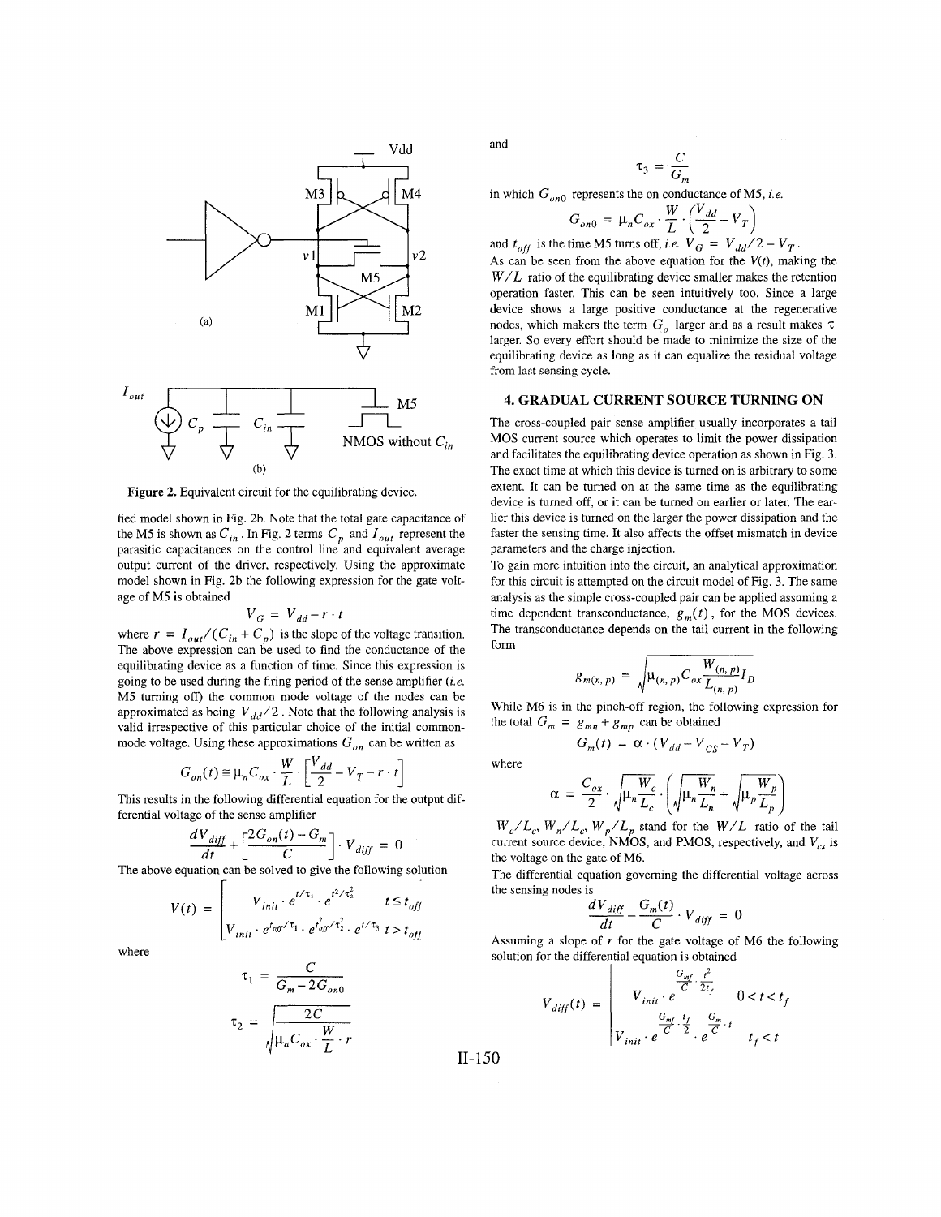Figure 2. Equivalent circuit for the equilibrating device.

fied model shown in Fig. 2b. Note that the total gate capacitance of the M5 is shown as $C_{in}$. In Fig. 2 terms $C_p$ and $I_{out}$ represent the parasitic capacitances on the control line and equivalent average output current of the driver, respectively. Using the approximate model shown in Fig. 2b the following expression for the gate voltage of M5 is obtained

$$V_G = V_{dd} - r \cdot t$$

where $r = I_{out}/(C_{in} + C_p)$ is the slope of the voltage transition. The above expression can be used to find the conductance of the equilibrating device as a function of time. Since this expression is going to be used during the firing period of the sense amplifier (*i.e.* M5 turning off) the common mode voltage of the nodes can be approximated as being $V_{dd}/2$. Note that the following analysis is valid irrespective of this particular choice of the initial common-mode voltage. Using these approximations $G_{on}$ can be written as

$$G_{on}(t) \cong \mu_n C_{ox} \cdot \frac{W}{L} \cdot \left[\frac{V_{dd}}{2} - V_T - r \cdot t\right]$$

This results in the following differential equation for the output differential voltage of the sense amplifier

$$\frac{dV_{diff}}{dt} + \left[\frac{2G_{on}(t) - G_m}{C}\right] \cdot V_{diff} = 0$$

The above equation can be solved to give the following solution

$$V(t) = \begin{cases} V_{init} \cdot e^{t/\tau_1} \cdot e^{t^2/\tau_2^2} & t \le t_{off} \\ V_{init} \cdot e^{t_{off}/\tau_1} \cdot e^{t_{off}^2/\tau_2^2} \cdot e^{t/\tau_3} & t > t_{off} \end{cases}$$

where

$$\tau_1 = \frac{C}{G_m - 2G_{on0}}$$

$$\tau_2 = \sqrt{\frac{2C}{\mu_n C_{ox} \cdot \frac{W}{L} \cdot r}}$$

and

$$\tau_3 = \frac{C}{G_m}$$

in which $G_{on0}$ represents the on conductance of M5, *i.e.*

$$G_{on0} = \mu_n C_{ox} \cdot \frac{W}{L} \cdot \left(\frac{V_{dd}}{2} - V_T\right)$$

and $t_{off}$ is the time M5 turns off, *i.e.* $V_G = V_{dd}/2 - V_T$.

As can be seen from the above equation for the $V(t)$, making the $W/L$ ratio of the equilibrating device smaller makes the retention operation faster. This can be seen intuitively too. Since a large device shows a large positive conductance at the regenerative nodes, which makers the term $G_o$ larger and as a result makes $\tau$ larger. So every effort should be made to minimize the size of the equilibrating device as long as it can equalize the residual voltage from last sensing cycle.

## 4. GRADUAL CURRENT SOURCE TURNING ON

The cross-coupled pair sense amplifier usually incorporates a tail MOS current source which operates to limit the power dissipation and facilitates the equilibrating device operation as shown in Fig. 3. The exact time at which this device is turned on is arbitrary to some extent. It can be turned on at the same time as the equilibrating device is turned off, or it can be turned on earlier or later. The earlier this device is turned on the larger the power dissipation and the faster the sensing time. It also affects the offset mismatch in device parameters and the charge injection.

To gain more intuition into the circuit, an analytical approximation for this circuit is attempted on the circuit model of Fig. 3. The same analysis as the simple cross-coupled pair can be applied assuming a time dependent transconductance, $g_m(t)$, for the MOS devices. The transconductance depends on the tail current in the following form

$$g_{m(n,p)} = \sqrt{\mu_{(n,p)} C_{ox} \frac{W_{(n,p)}}{L_{(n,p)}} I_D}$$

While M6 is in the pinch-off region, the following expression for the total $G_m = g_{mn} + g_{mp}$ can be obtained

$$G_m(t) = \alpha \cdot (V_{dd} - V_{CS} - V_T)$$

where

$$\alpha = \frac{C_{ox}}{2} \cdot \sqrt{\mu_n \frac{W_c}{L_c}} \cdot \left(\sqrt{\mu_n \frac{W_n}{L_n}} + \sqrt{\mu_p \frac{W_p}{L_p}}\right)$$

$W_c/L_c$, $W_n/L_c$, $W_p/L_p$ stand for the $W/L$ ratio of the tail current source device, NMOS, and PMOS, respectively, and $V_{cs}$ is the voltage on the gate of M6.

The differential equation governing the differential voltage across the sensing nodes is

$$\frac{dV_{diff}}{dt} - \frac{G_m(t)}{C} \cdot V_{diff} = 0$$

Assuming a slope of $r$ for the gate voltage of M6 the following solution for the differential equation is obtained

$$V_{diff}(t) = \begin{cases} V_{init} \cdot e^{\frac{G_{mf}}{C} \cdot \frac{t^2}{2t_f}} & 0 < t < t_f \\ V_{init} \cdot e^{\frac{G_{mf}}{C} \cdot \frac{t_f}{2}} \cdot e^{\frac{G_m}{C} \cdot t} & t_f < t \end{cases}$$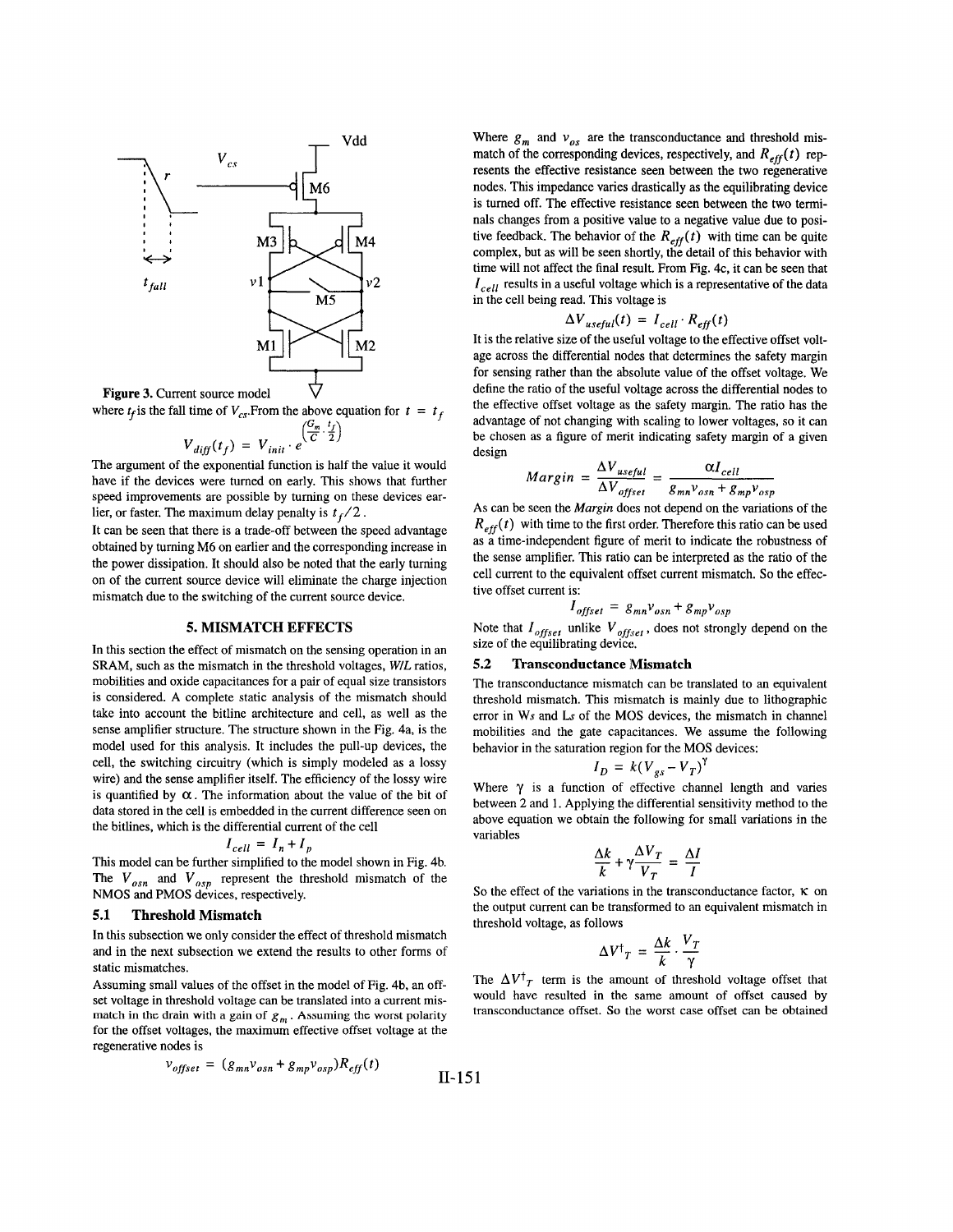Figure 3. Current source model

where $t_f$ is the fall time of $V_{cs}$. From the above equation for $t = t_f$

$$V_{diff}(t_f) = V_{init} \cdot e^{\left(\frac{G_m}{C} \cdot \frac{t_f}{2}\right)}$$

The argument of the exponential function is half the value it would have if the devices were turned on early. This shows that further speed improvements are possible by turning on these devices earlier, or faster. The maximum delay penalty is $t_f/2$.

It can be seen that there is a trade-off between the speed advantage obtained by turning M6 on earlier and the corresponding increase in the power dissipation. It should also be noted that the early turning on of the current source device will eliminate the charge injection mismatch due to the switching of the current source device.

## 5. MISMATCH EFFECTS

In this section the effect of mismatch on the sensing operation in an SRAM, such as the mismatch in the threshold voltages, W/L ratios, mobilities and oxide capacitances for a pair of equal size transistors is considered. A complete static analysis of the mismatch should take into account the bitline architecture and cell, as well as the sense amplifier structure. The structure shown in the Fig. 4a, is the model used for this analysis. It includes the pull-up devices, the cell, the switching circuitry (which is simply modeled as a lossy wire) and the sense amplifier itself. The efficiency of the lossy wire is quantified by $\alpha$. The information about the value of the bit of data stored in the cell is embedded in the current difference seen on the bitlines, which is the differential current of the cell

$$I_{cell} = I_n + I_p$$

This model can be further simplified to the model shown in Fig. 4b. The $V_{osn}$ and $V_{osp}$ represent the threshold mismatch of the NMOS and PMOS devices, respectively.

### 5.1 Threshold Mismatch

In this subsection we only consider the effect of threshold mismatch and in the next subsection we extend the results to other forms of static mismatches.

Assuming small values of the offset in the model of Fig. 4b, an offset voltage in threshold voltage can be translated into a current mismatch in the drain with a gain of $g_m$. Assuming the worst polarity for the offset voltages, the maximum effective offset voltage at the regenerative nodes is

$$v_{offset} = (g_{mn}v_{osn} + g_{mp}v_{osp})R_{eff}(t)$$

Where $g_m$ and $v_{os}$ are the transconductance and threshold mismatch of the corresponding devices, respectively, and $R_{eff}(t)$ represents the effective resistance seen between the two regenerative nodes. This impedance varies drastically as the equilibrating device is turned off. The effective resistance seen between the two terminals changes from a positive value to a negative value due to positive feedback. The behavior of the $R_{eff}(t)$ with time can be quite complex, but as will be seen shortly, the detail of this behavior with time will not affect the final result. From Fig. 4c, it can be seen that $I_{cell}$ results in a useful voltage which is a representative of the data in the cell being read. This voltage is

$$\Delta V_{useful}(t) = I_{cell} \cdot R_{eff}(t)$$

It is the relative size of the useful voltage to the effective offset voltage across the differential nodes that determines the safety margin for sensing rather than the absolute value of the offset voltage. We define the ratio of the useful voltage across the differential nodes to the effective offset voltage as the safety margin. The ratio has the advantage of not changing with scaling to lower voltages, so it can be chosen as a figure of merit indicating safety margin of a given design

$$Margin = \frac{\Delta V_{useful}}{\Delta V_{offset}} = \frac{\alpha I_{cell}}{g_{mn}v_{osn} + g_{mp}v_{osp}}$$

As can be seen the *Margin* does not depend on the variations of the $R_{eff}(t)$ with time to the first order. Therefore this ratio can be used as a time-independent figure of merit to indicate the robustness of the sense amplifier. This ratio can be interpreted as the ratio of the cell current to the equivalent offset current mismatch. So the effective offset current is:

$$I_{offset} = g_{mn}v_{osn} + g_{mp}v_{osp}$$

Note that $I_{offset}$ unlike $V_{offset}$, does not strongly depend on the size of the equilibrating device.

### 5.2 Transconductance Mismatch

The transconductance mismatch can be translated to an equivalent threshold mismatch. This mismatch is mainly due to lithographic error in Ws and Ls of the MOS devices, the mismatch in channel mobilities and the gate capacitances. We assume the following behavior in the saturation region for the MOS devices:

$$I_D = k(V_{gs} - V_T)^{\gamma}$$

Where $\gamma$ is a function of effective channel length and varies between 2 and 1. Applying the differential sensitivity method to the above equation we obtain the following for small variations in the variables

$$\frac{\Delta k}{k} + \gamma\frac{\Delta V_T}{V_T} = \frac{\Delta I}{I}$$

So the effect of the variations in the transconductance factor, $\kappa$ on the output current can be transformed to an equivalent mismatch in threshold voltage, as follows

$$\Delta V^{\dagger}_T = \frac{\Delta k}{k} \cdot \frac{V_T}{\gamma}$$

The $\Delta V^{\dagger}_T$ term is the amount of threshold voltage offset that would have resulted in the same amount of offset caused by transconductance offset. So the worst case offset can be obtained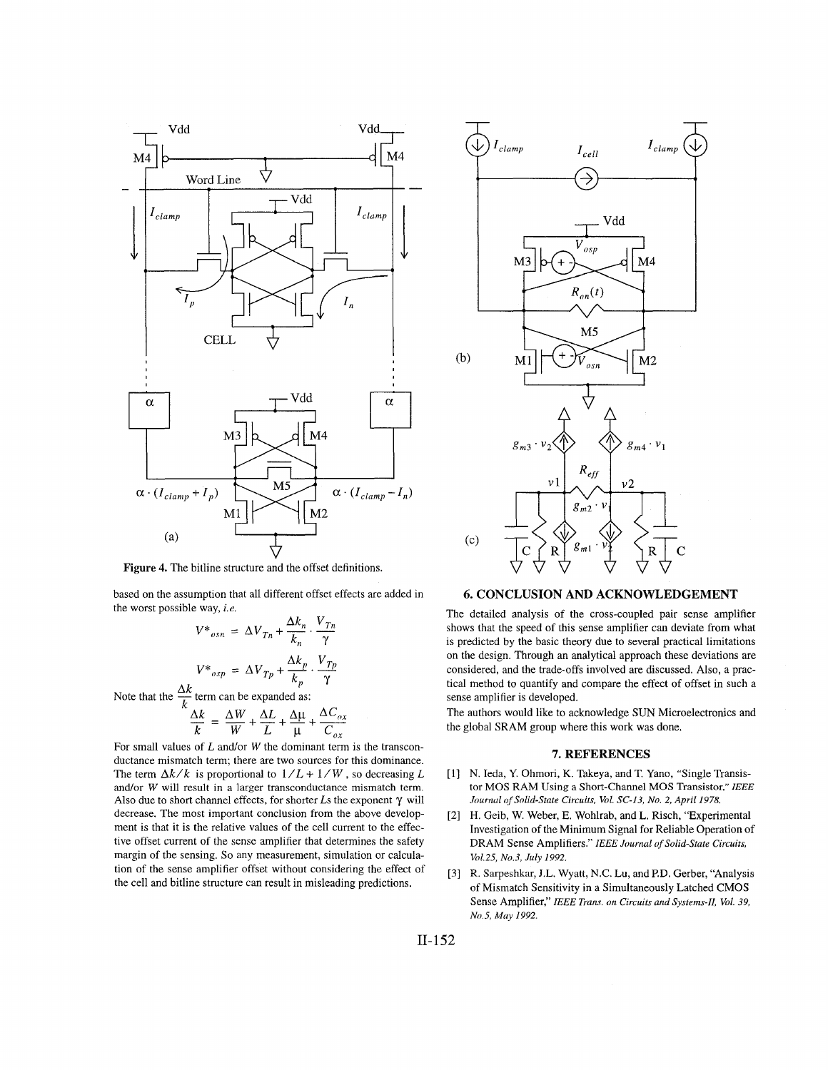Figure 4. The bitline structure and the offset definitions.

based on the assumption that all different offset effects are added in the worst possible way, *i.e.*

$$V^*_{osn} = \Delta V_{Tn} + \frac{\Delta k_n}{k_n} \cdot \frac{V_{Tn}}{\gamma}$$

$$V^*_{osp} = \Delta V_{Tp} + \frac{\Delta k_p}{k_p} \cdot \frac{V_{Tp}}{\gamma}$$

Note that the $\frac{\Delta k}{k}$ term can be expanded as:

$$\frac{\Delta k}{k} = \frac{\Delta W}{W} + \frac{\Delta L}{L} + \frac{\Delta \mu}{\mu} + \frac{\Delta C_{ox}}{C_{ox}}$$

For small values of $L$ and/or $W$ the dominant term is the transconductance mismatch term; there are two sources for this dominance. The term $\Delta k/k$ is proportional to $1/L + 1/W$, so decreasing $L$ and/or $W$ will result in a larger transconductance mismatch term. Also due to short channel effects, for shorter $L$s the exponent $\gamma$ will decrease. The most important conclusion from the above development is that it is the relative values of the cell current to the effective offset current of the sense amplifier that determines the safety margin of the sensing. So any measurement, simulation or calculation of the sense amplifier offset without considering the effect of the cell and bitline structure can result in misleading predictions.

## 6. CONCLUSION AND ACKNOWLEDGEMENT

The detailed analysis of the cross-coupled pair sense amplifier shows that the speed of this sense amplifier can deviate from what is predicted by the basic theory due to several practical limitations on the design. Through an analytical approach these deviations are considered, and the trade-offs involved are discussed. Also, a practical method to quantify and compare the effect of offset in such a sense amplifier is developed.

The authors would like to acknowledge SUN Microelectronics and the global SRAM group where this work was done.

## 7. REFERENCES

[1] N. Ieda, Y. Ohmori, K. Takeya, and T. Yano, "Single Transistor MOS RAM Using a Short-Channel MOS Transistor," *IEEE Journal of Solid-State Circuits, Vol. SC-13, No. 2, April 1978.*

[2] H. Geib, W. Weber, E. Wohlrab, and L. Risch, "Experimental Investigation of the Minimum Signal for Reliable Operation of DRAM Sense Amplifiers," *IEEE Journal of Solid-State Circuits, Vol.25, No.3, July 1992.*

[3] R. Sarpeshkar, J.L. Wyatt, N.C. Lu, and P.D. Gerber, "Analysis of Mismatch Sensitivity in a Simultaneously Latched CMOS Sense Amplifier," *IEEE Trans. on Circuits and Systems-II, Vol. 39, No.5, May 1992.*